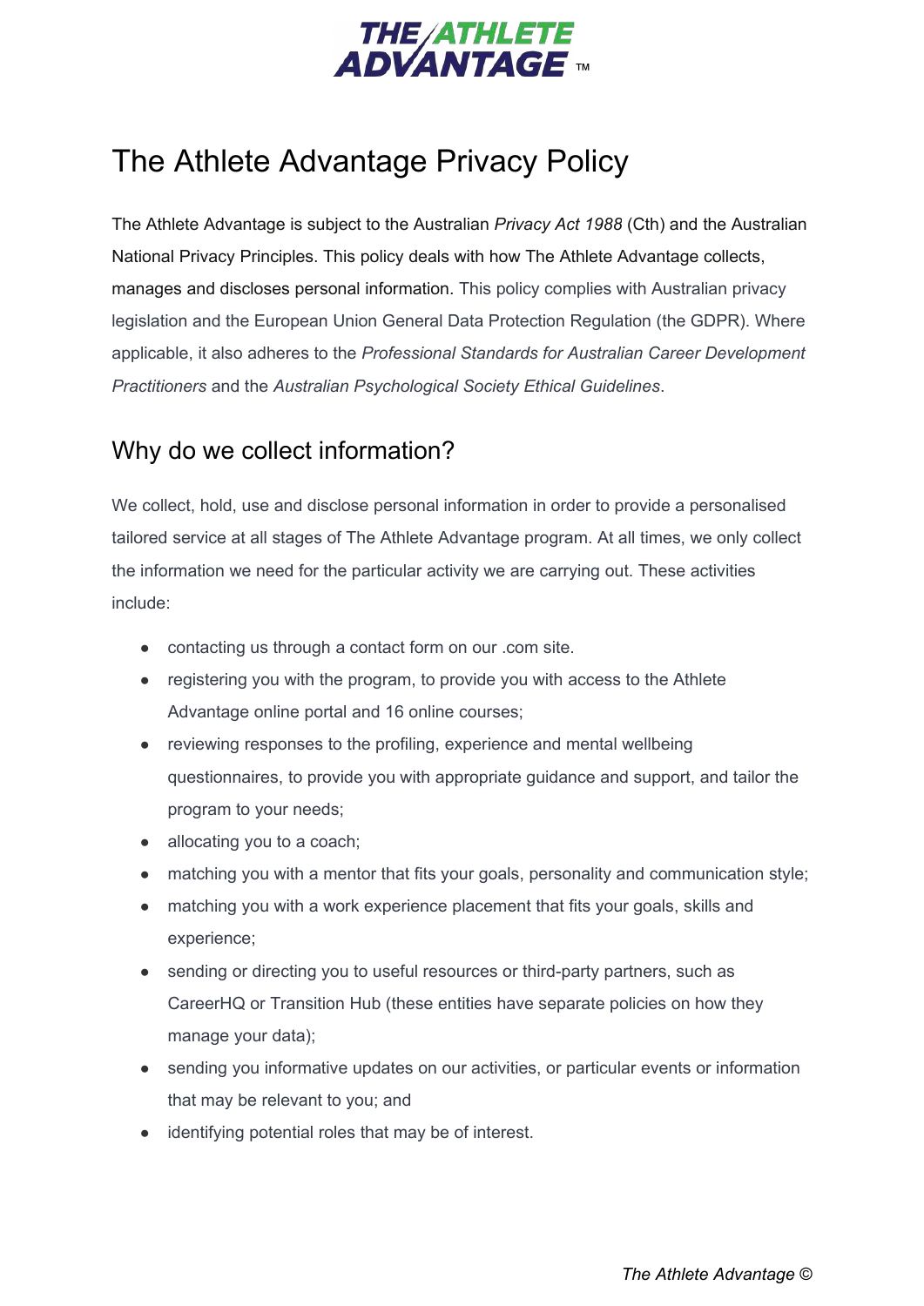# The Athlete Advantage Privacy Policy

The Athlete Advantage is subject to the Australian *Privacy Act 1988* (Cth) and the Australian National Privacy Principles. This policy deals with how The Athlete Advantage collects, manages and discloses personal information. This policy complies with Australian privacy legislation and the European Union General Data Protection Regulation (the GDPR). Where applicable, it also adheres to the *Professional Standards for Australian Career Development Practitioners* and the *Australian Psychological Society Ethical Guidelines*.

## Why do we collect information?

We collect, hold, use and disclose personal information in order to provide a personalised tailored service at all stages of The Athlete Advantage program. At all times, we only collect the information we need for the particular activity we are carrying out. These activities include:

- contacting us through a contact form on our .com site.
- registering you with the program, to provide you with access to the Athlete Advantage online portal and 16 online courses;
- reviewing responses to the profiling, experience and mental wellbeing questionnaires, to provide you with appropriate guidance and support, and tailor the program to your needs;
- allocating you to a coach;
- matching you with a mentor that fits your goals, personality and communication style;
- matching you with a work experience placement that fits your goals, skills and experience;
- sending or directing you to useful resources or third-party partners, such as CareerHQ or Transition Hub (these entities have separate policies on how they manage your data);
- sending you informative updates on our activities, or particular events or information that may be relevant to you; and
- identifying potential roles that may be of interest.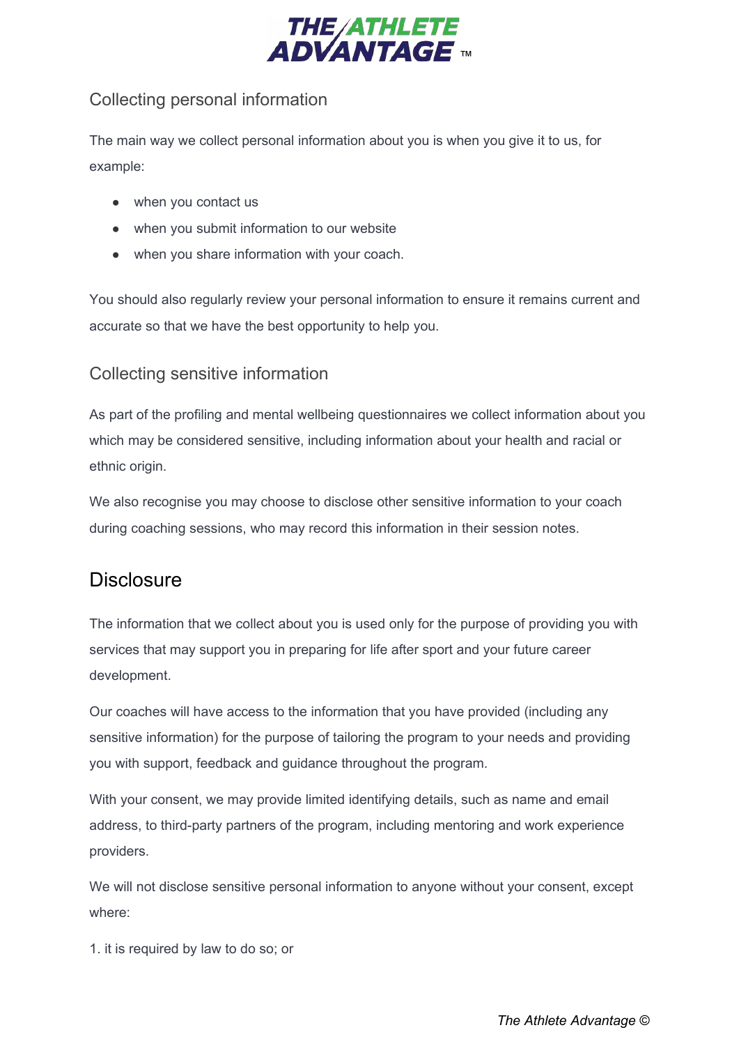### Collecting personal information

The main way we collect personal information about you is when you give it to us, for example:

- when you contact us
- when you submit information to our website
- when you share information with your coach.

You should also regularly review your personal information to ensure it remains current and accurate so that we have the best opportunity to help you.

### Collecting sensitive information

As part of the profiling and mental wellbeing questionnaires we collect information about you which may be considered sensitive, including information about your health and racial or ethnic origin.

We also recognise you may choose to disclose other sensitive information to your coach during coaching sessions, who may record this information in their session notes.

## Disclosure

The information that we collect about you is used only for the purpose of providing you with services that may support you in preparing for life after sport and your future career development.

Our coaches will have access to the information that you have provided (including any sensitive information) for the purpose of tailoring the program to your needs and providing you with support, feedback and guidance throughout the program.

With your consent, we may provide limited identifying details, such as name and email address, to third-party partners of the program, including mentoring and work experience providers.

We will not disclose sensitive personal information to anyone without your consent, except where:

1. it is required by law to do so; or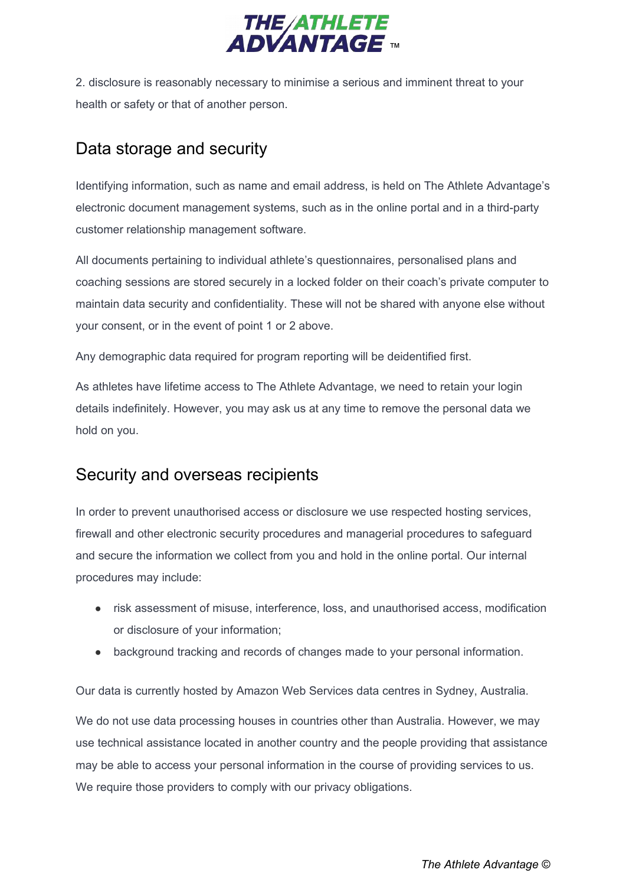2. disclosure is reasonably necessary to minimise a serious and imminent threat to your health or safety or that of another person.

## Data storage and security

Identifying information, such as name and email address, is held on The Athlete Advantage's electronic document management systems, such as in the online portal and in a third-party customer relationship management software.

All documents pertaining to individual athlete's questionnaires, personalised plans and coaching sessions are stored securely in a locked folder on their coach's private computer to maintain data security and confidentiality. These will not be shared with anyone else without your consent, or in the event of point 1 or 2 above.

Any demographic data required for program reporting will be deidentified first.

As athletes have lifetime access to The Athlete Advantage, we need to retain your login details indefinitely. However, you may ask us at any time to remove the personal data we hold on you.

## Security and overseas recipients

In order to prevent unauthorised access or disclosure we use respected hosting services, firewall and other electronic security procedures and managerial procedures to safeguard and secure the information we collect from you and hold in the online portal. Our internal procedures may include:

- risk assessment of misuse, interference, loss, and unauthorised access, modification or disclosure of your information;
- background tracking and records of changes made to your personal information.

Our data is currently hosted by Amazon Web Services data centres in Sydney, Australia.

We do not use data processing houses in countries other than Australia. However, we may use technical assistance located in another country and the people providing that assistance may be able to access your personal information in the course of providing services to us. We require those providers to comply with our privacy obligations.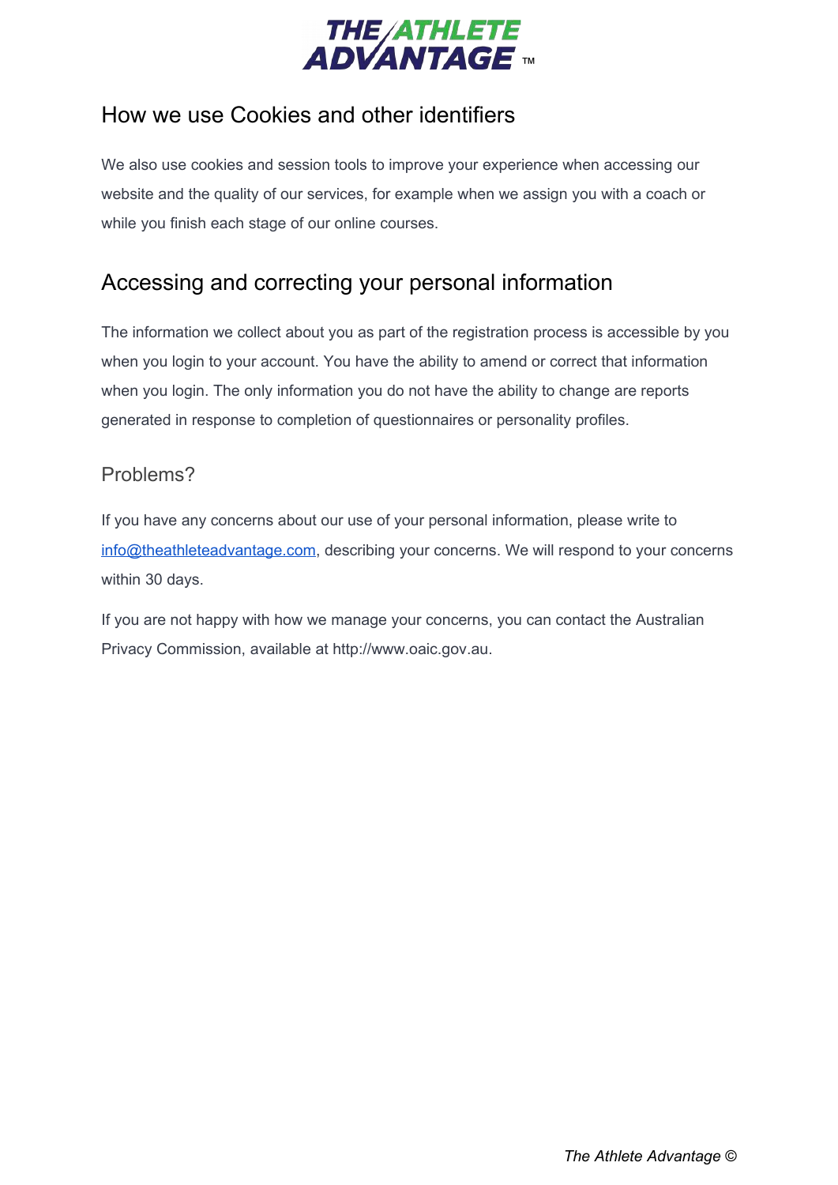## How we use Cookies and other identifiers

We also use cookies and session tools to improve your experience when accessing our website and the quality of our services, for example when we assign you with a coach or while you finish each stage of our online courses.

## Accessing and correcting your personal information

The information we collect about you as part of the registration process is accessible by you when you login to your account. You have the ability to amend or correct that information when you login. The only information you do not have the ability to change are reports generated in response to completion of questionnaires or personality profiles.

### Problems?

If you have any concerns about our use of your personal information, please write to [info@theathleteadvantage.com](mailto:info@theathleteadvantage.com), describing your concerns. We will respond to your concerns within 30 days.

If you are not happy with how we manage your concerns, you can contact the Australian Privacy Commission, available at http://www.oaic.gov.au.